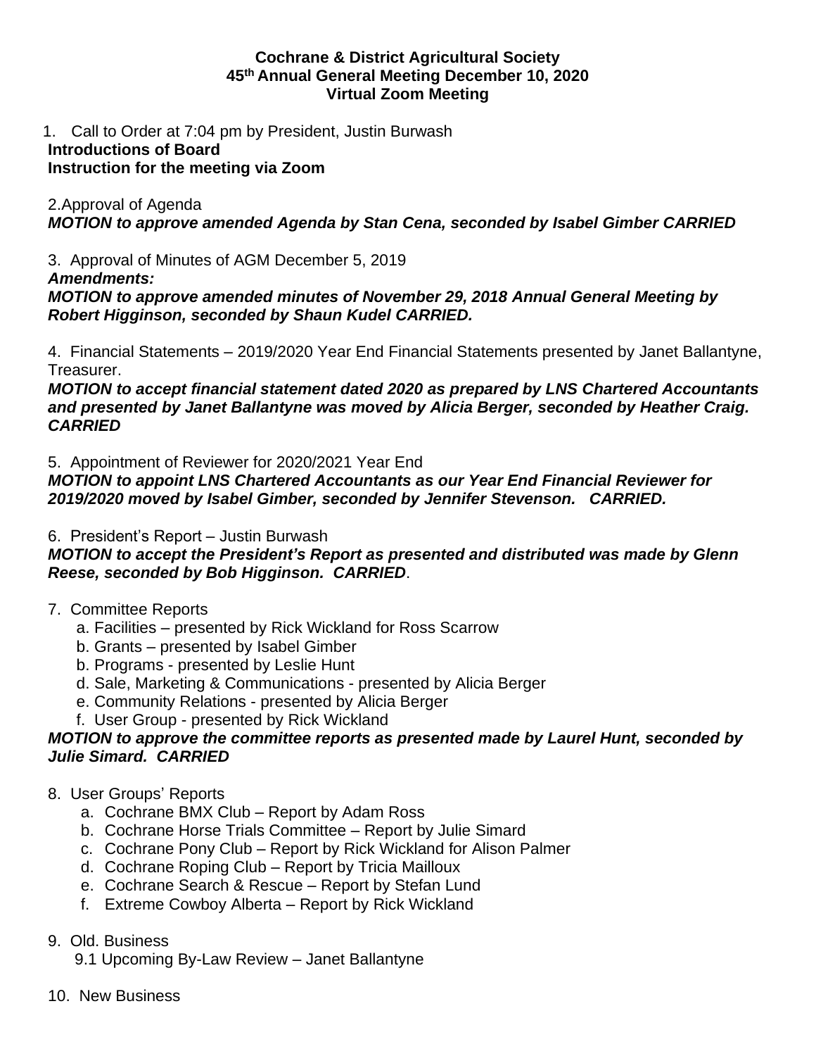**Cochrane & District Agricultural Society**
**45th Annual General Meeting December 10, 2020**
**Virtual Zoom Meeting**

1. Call to Order at 7:04 pm by President, Justin Burwash

**Introductions of Board**
**Instruction for the meeting via Zoom**

2.Approval of Agenda

***MOTION to approve amended Agenda by Stan Cena, seconded by Isabel Gimber CARRIED***

3. Approval of Minutes of AGM December 5, 2019

***Amendments:***

***MOTION to approve amended minutes of November 29, 2018 Annual General Meeting by Robert Higginson, seconded by Shaun Kudel CARRIED.***

4. Financial Statements – 2019/2020 Year End Financial Statements presented by Janet Ballantyne, Treasurer.

***MOTION to accept financial statement dated 2020 as prepared by LNS Chartered Accountants and presented by Janet Ballantyne was moved by Alicia Berger, seconded by Heather Craig. CARRIED***

5. Appointment of Reviewer for 2020/2021 Year End

***MOTION to appoint LNS Chartered Accountants as our Year End Financial Reviewer for 2019/2020 moved by Isabel Gimber, seconded by Jennifer Stevenson. CARRIED.***

6. President's Report – Justin Burwash

***MOTION to accept the President's Report as presented and distributed was made by Glenn Reese, seconded by Bob Higginson. CARRIED***.

7. Committee Reports
   - a. Facilities – presented by Rick Wickland for Ross Scarrow
   - b. Grants – presented by Isabel Gimber
   - b. Programs - presented by Leslie Hunt
   - d. Sale, Marketing & Communications - presented by Alicia Berger
   - e. Community Relations - presented by Alicia Berger
   - f. User Group - presented by Rick Wickland

***MOTION to approve the committee reports as presented made by Laurel Hunt, seconded by Julie Simard. CARRIED***

8. User Groups' Reports
   - a. Cochrane BMX Club – Report by Adam Ross
   - b. Cochrane Horse Trials Committee – Report by Julie Simard
   - c. Cochrane Pony Club – Report by Rick Wickland for Alison Palmer
   - d. Cochrane Roping Club – Report by Tricia Mailloux
   - e. Cochrane Search & Rescue – Report by Stefan Lund
   - f. Extreme Cowboy Alberta – Report by Rick Wickland

9. Old. Business

   9.1 Upcoming By-Law Review – Janet Ballantyne

10. New Business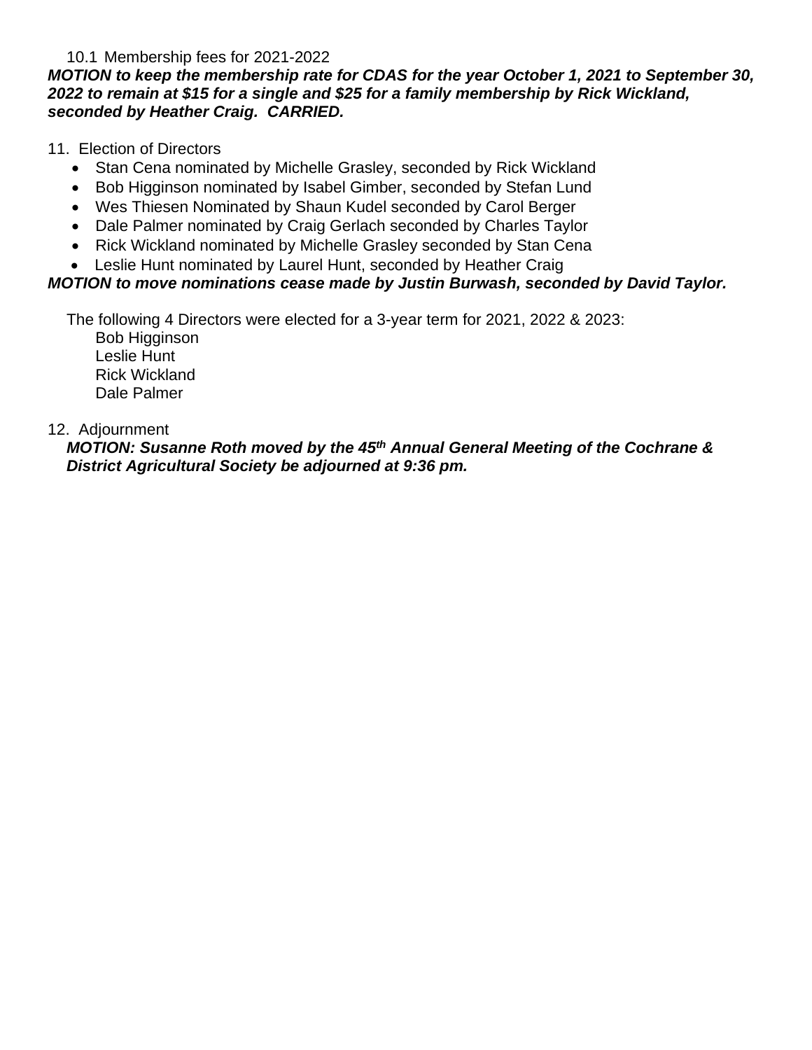10.1 Membership fees for 2021-2022

***MOTION to keep the membership rate for CDAS for the year October 1, 2021 to September 30, 2022 to remain at $15 for a single and $25 for a family membership by Rick Wickland, seconded by Heather Craig. CARRIED.***

11. Election of Directors

- Stan Cena nominated by Michelle Grasley, seconded by Rick Wickland
- Bob Higginson nominated by Isabel Gimber, seconded by Stefan Lund
- Wes Thiesen Nominated by Shaun Kudel seconded by Carol Berger
- Dale Palmer nominated by Craig Gerlach seconded by Charles Taylor
- Rick Wickland nominated by Michelle Grasley seconded by Stan Cena
- Leslie Hunt nominated by Laurel Hunt, seconded by Heather Craig

***MOTION to move nominations cease made by Justin Burwash, seconded by David Taylor.***

The following 4 Directors were elected for a 3-year term for 2021, 2022 & 2023:

Bob Higginson
Leslie Hunt
Rick Wickland
Dale Palmer

12. Adjournment

***MOTION: Susanne Roth moved by the 45th Annual General Meeting of the Cochrane & District Agricultural Society be adjourned at 9:36 pm.***